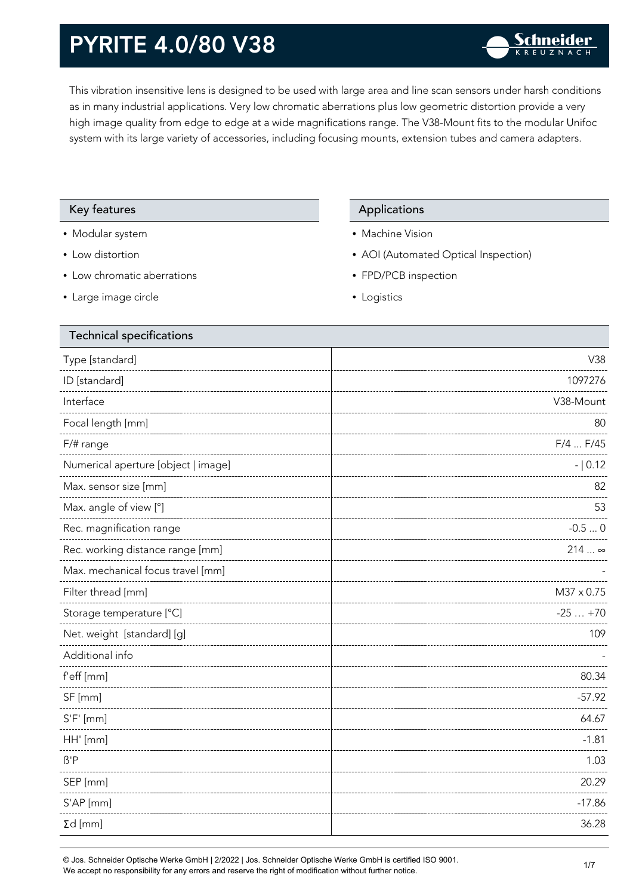# PYRITE 4.0/80 V38

This vibration insensitive lens is designed to be used with large area and line scan sensors under harsh conditions as in many industrial applications. Very low chromatic aberrations plus low geometric distortion provide a very high image quality from edge to edge at a wide magnifications range. The V38-Mount fits to the modular Unifoc system with its large variety of accessories, including focusing mounts, extension tubes and camera adapters.

## Key features

- Modular system
- Low distortion
- Low chromatic aberrations
- Large image circle

## Applications

- Machine Vision
- AOI (Automated Optical Inspection)
- FPD/PCB inspection
- Logistics

## Technical specifications

| | |
|---|---|
| Type [standard] | V38 |
| ID [standard] | 1097276 |
| Interface | V38-Mount |
| Focal length [mm] | 80 |
| F/# range | F/4 ... F/45 |
| Numerical aperture [object \| image] | - \| 0.12 |
| Max. sensor size [mm] | 82 |
| Max. angle of view [°] | 53 |
| Rec. magnification range | -0.5 ... 0 |
| Rec. working distance range [mm] | 214 ... ∞ |
| Max. mechanical focus travel [mm] | - |
| Filter thread [mm] | M37 x 0.75 |
| Storage temperature [°C] | -25 … +70 |
| Net. weight [standard] [g] | 109 |
| Additional info | - |
| f'eff [mm] | 80.34 |
| SF [mm] | -57.92 |
| S'F' [mm] | 64.67 |
| HH' [mm] | -1.81 |
| ß'P | 1.03 |
| SEP [mm] | 20.29 |
| S'AP [mm] | -17.86 |
| Σd [mm] | 36.28 |

© Jos. Schneider Optische Werke GmbH | 2/2022 | Jos. Schneider Optische Werke GmbH is certified ISO 9001.
We accept no responsibility for any errors and reserve the right of modification without further notice.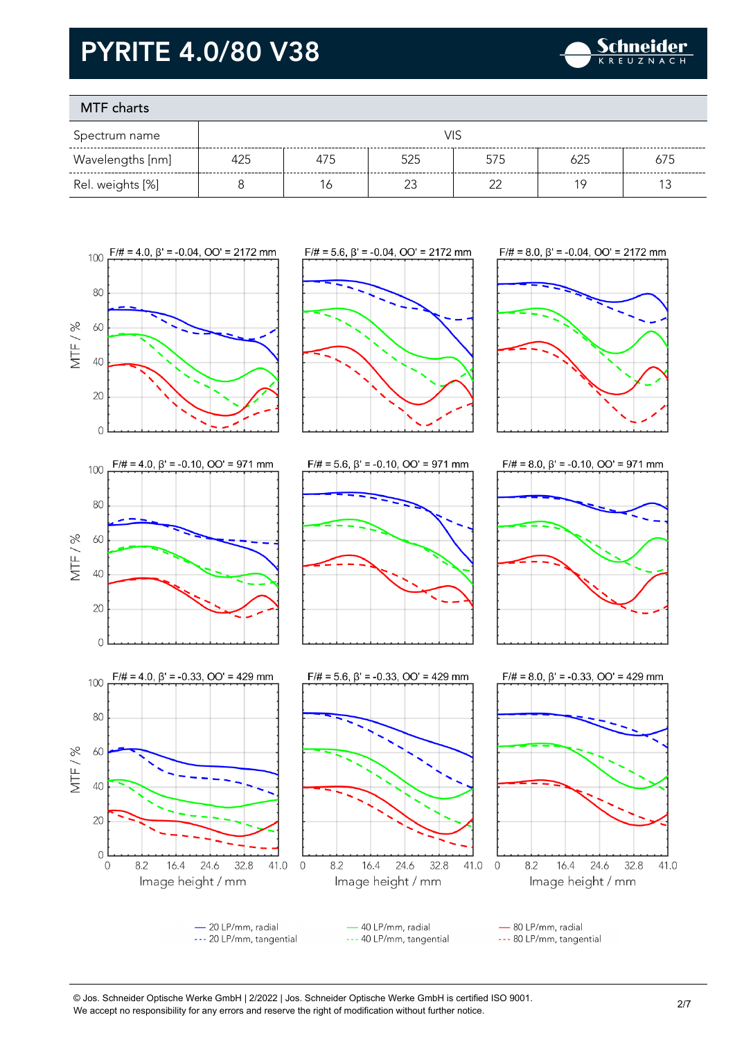# PYRITE 4.0/80 V38

## MTF charts

| Spectrum name | VIS | | | | | |
|---|---|---|---|---|---|---|
| Wavelengths [nm] | 425 | 475 | 525 | 575 | 625 | 675 |
| Rel. weights [%] | 8 | 16 | 23 | 22 | 19 | 13 |

F/# = 4.0, β' = -0.04, OO' = 2172 mm | F/# = 5.6, β' = -0.04, OO' = 2172 mm | F/# = 8.0, β' = -0.04, OO' = 2172 mm

F/# = 4.0, β' = -0.10, OO' = 971 mm | F/# = 5.6, β' = -0.10, OO' = 971 mm | F/# = 8.0, β' = -0.10, OO' = 971 mm

F/# = 4.0, β' = -0.33, OO' = 429 mm | F/# = 5.6, β' = -0.33, OO' = 429 mm | F/# = 8.0, β' = -0.33, OO' = 429 mm

MTF / % (0–100); Image height / mm (0, 8.2, 16.4, 24.6, 32.8, 41.0)

— 20 LP/mm, radial
--- 20 LP/mm, tangential
— 40 LP/mm, radial
--- 40 LP/mm, tangential
— 80 LP/mm, radial
--- 80 LP/mm, tangential

© Jos. Schneider Optische Werke GmbH | 2/2022 | Jos. Schneider Optische Werke GmbH is certified ISO 9001.
We accept no responsibility for any errors and reserve the right of modification without further notice.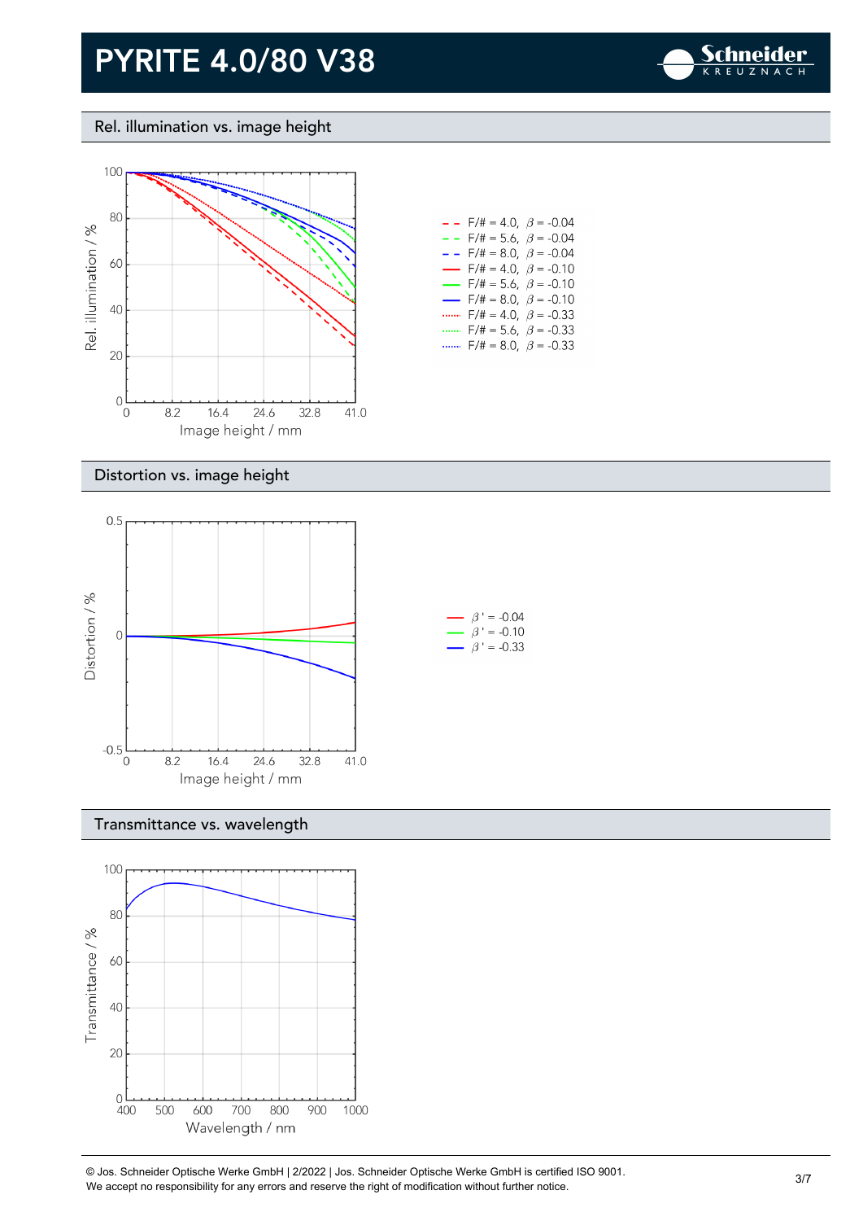# PYRITE 4.0/80 V38

## Rel. illumination vs. image height

Rel. illumination / %

Image height / mm

- F/# = 4.0, $\beta$ = -0.04
- F/# = 5.6, $\beta$ = -0.04
- F/# = 8.0, $\beta$ = -0.04
- F/# = 4.0, $\beta$ = -0.10
- F/# = 5.6, $\beta$ = -0.10
- F/# = 8.0, $\beta$ = -0.10
- F/# = 4.0, $\beta$ = -0.33
- F/# = 5.6, $\beta$ = -0.33
- F/# = 8.0, $\beta$ = -0.33

## Distortion vs. image height

Distortion / %

Image height / mm

- $\beta'$ = -0.04
- $\beta'$ = -0.10
- $\beta'$ = -0.33

## Transmittance vs. wavelength

Transmittance / %

Wavelength / nm

© Jos. Schneider Optische Werke GmbH | 2/2022 | Jos. Schneider Optische Werke GmbH is certified ISO 9001.
We accept no responsibility for any errors and reserve the right of modification without further notice.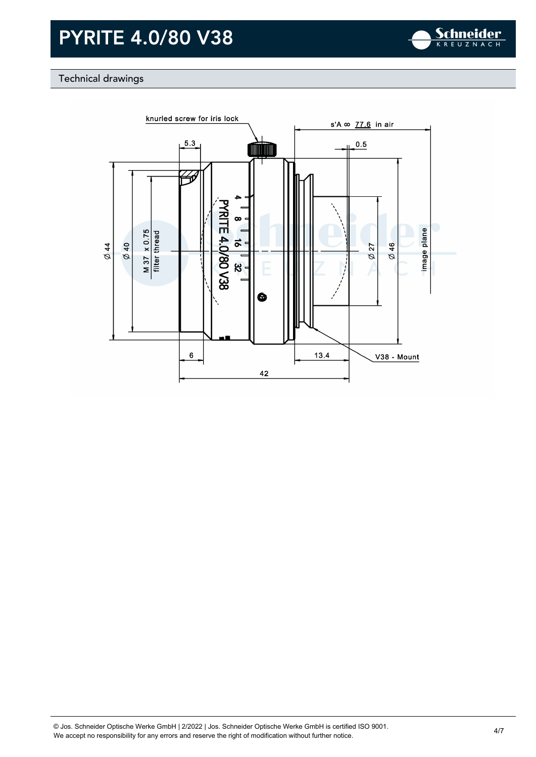## Technical drawings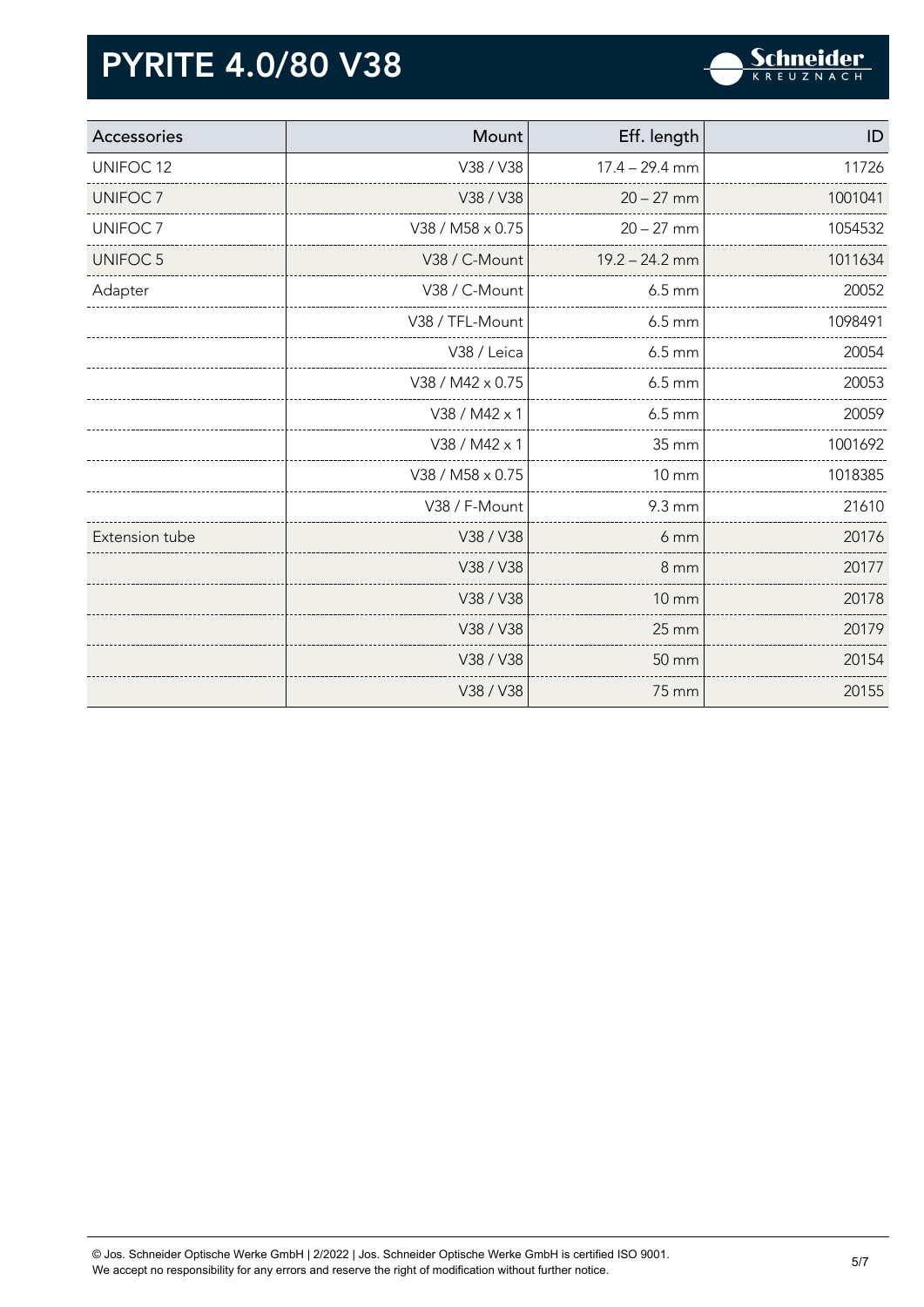# PYRITE 4.0/80 V38

| Accessories | Mount | Eff. length | ID |
|---|---|---|---|
| UNIFOC 12 | V38 / V38 | 17.4 – 29.4 mm | 11726 |
| UNIFOC 7 | V38 / V38 | 20 – 27 mm | 1001041 |
| UNIFOC 7 | V38 / M58 x 0.75 | 20 – 27 mm | 1054532 |
| UNIFOC 5 | V38 / C-Mount | 19.2 – 24.2 mm | 1011634 |
| Adapter | V38 / C-Mount | 6.5 mm | 20052 |
| | V38 / TFL-Mount | 6.5 mm | 1098491 |
| | V38 / Leica | 6.5 mm | 20054 |
| | V38 / M42 x 0.75 | 6.5 mm | 20053 |
| | V38 / M42 x 1 | 6.5 mm | 20059 |
| | V38 / M42 x 1 | 35 mm | 1001692 |
| | V38 / M58 x 0.75 | 10 mm | 1018385 |
| | V38 / F-Mount | 9.3 mm | 21610 |
| Extension tube | V38 / V38 | 6 mm | 20176 |
| | V38 / V38 | 8 mm | 20177 |
| | V38 / V38 | 10 mm | 20178 |
| | V38 / V38 | 25 mm | 20179 |
| | V38 / V38 | 50 mm | 20154 |
| | V38 / V38 | 75 mm | 20155 |

© Jos. Schneider Optische Werke GmbH | 2/2022 | Jos. Schneider Optische Werke GmbH is certified ISO 9001.
We accept no responsibility for any errors and reserve the right of modification without further notice.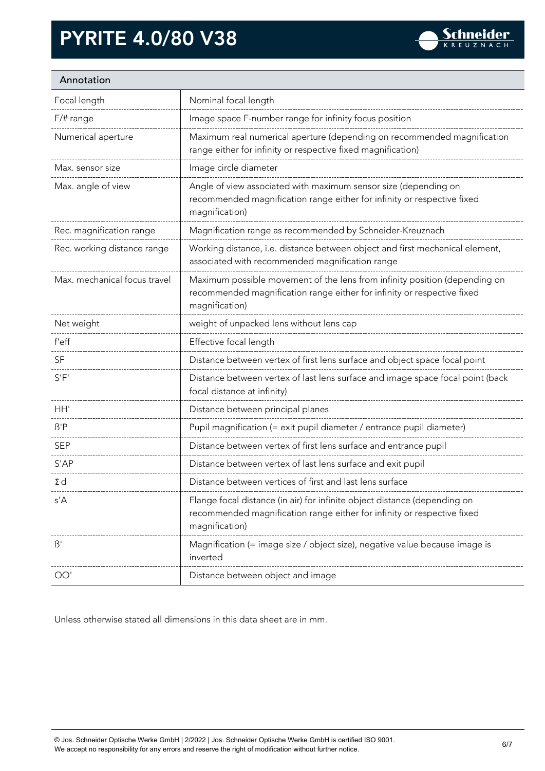# PYRITE 4.0/80 V38

| Annotation | |
|---|---|
| Focal length | Nominal focal length |
| F/# range | Image space F-number range for infinity focus position |
| Numerical aperture | Maximum real numerical aperture (depending on recommended magnification range either for infinity or respective fixed magnification) |
| Max. sensor size | Image circle diameter |
| Max. angle of view | Angle of view associated with maximum sensor size (depending on recommended magnification range either for infinity or respective fixed magnification) |
| Rec. magnification range | Magnification range as recommended by Schneider-Kreuznach |
| Rec. working distance range | Working distance, i.e. distance between object and first mechanical element, associated with recommended magnification range |
| Max. mechanical focus travel | Maximum possible movement of the lens from infinity position (depending on recommended magnification range either for infinity or respective fixed magnification) |
| Net weight | weight of unpacked lens without lens cap |
| f'eff | Effective focal length |
| SF | Distance between vertex of first lens surface and object space focal point |
| S'F' | Distance between vertex of last lens surface and image space focal point (back focal distance at infinity) |
| HH' | Distance between principal planes |
| ß'P | Pupil magnification (= exit pupil diameter / entrance pupil diameter) |
| SEP | Distance between vertex of first lens surface and entrance pupil |
| S'AP | Distance between vertex of last lens surface and exit pupil |
| Σ d | Distance between vertices of first and last lens surface |
| s'A | Flange focal distance (in air) for infinite object distance (depending on recommended magnification range either for infinity or respective fixed magnification) |
| ß' | Magnification (= image size / object size), negative value because image is inverted |
| OO' | Distance between object and image |

Unless otherwise stated all dimensions in this data sheet are in mm.

© Jos. Schneider Optische Werke GmbH | 2/2022 | Jos. Schneider Optische Werke GmbH is certified ISO 9001.
We accept no responsibility for any errors and reserve the right of modification without further notice.